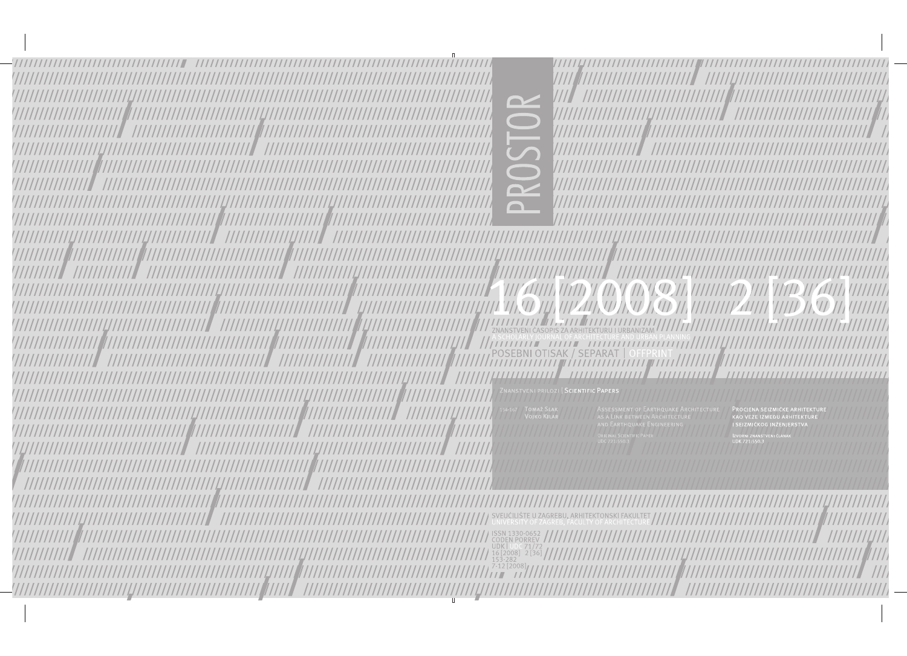# PROSTOR

# 16 [2008] 2 [36]

ZNANSTVENI ČASOPIS ZA ARHITEKTURU I URBANIZAM
A SCHOLARLY JOURNAL OF ARCHITECTURE AND URBAN PLANNING

POSEBNI OTISAK / SEPARAT | OFFPRINT

ZNANSTVENI PRILOZI | **SCIENTIFIC PAPERS**

| | | | |
|---|---|---|---|
| 154-167 | **TOMAŽ SLAK** **VOJKO KILAR** | ASSESSMENT OF EARTHQUAKE ARCHITECTURE AS A LINK BETWEEN ARCHITECTURE AND EARTHQUAKE ENGINEERING<br>ORIGINAL SCIENTIFIC PAPER<br>UDC 721:550.3 | **PROCJENA SEIZMIČKE ARHITEKTURE KAO VEZE IZMEĐU ARHITEKTURE I SEIZMIČKOG INŽENJERSTVA**<br>IZVORNI ZNANSTVENI ČLANAK<br>UDK 721:550.3 |

SVEUČILIŠTE U ZAGREBU, ARHITEKTONSKI FAKULTET
UNIVERSITY OF ZAGREB, FACULTY OF ARCHITECTURE

ISSN 1330-0652
CODEN PORREV
UDK | UDC 71/72
16 [2008] 2 [36]
153-282
7-12 [2008]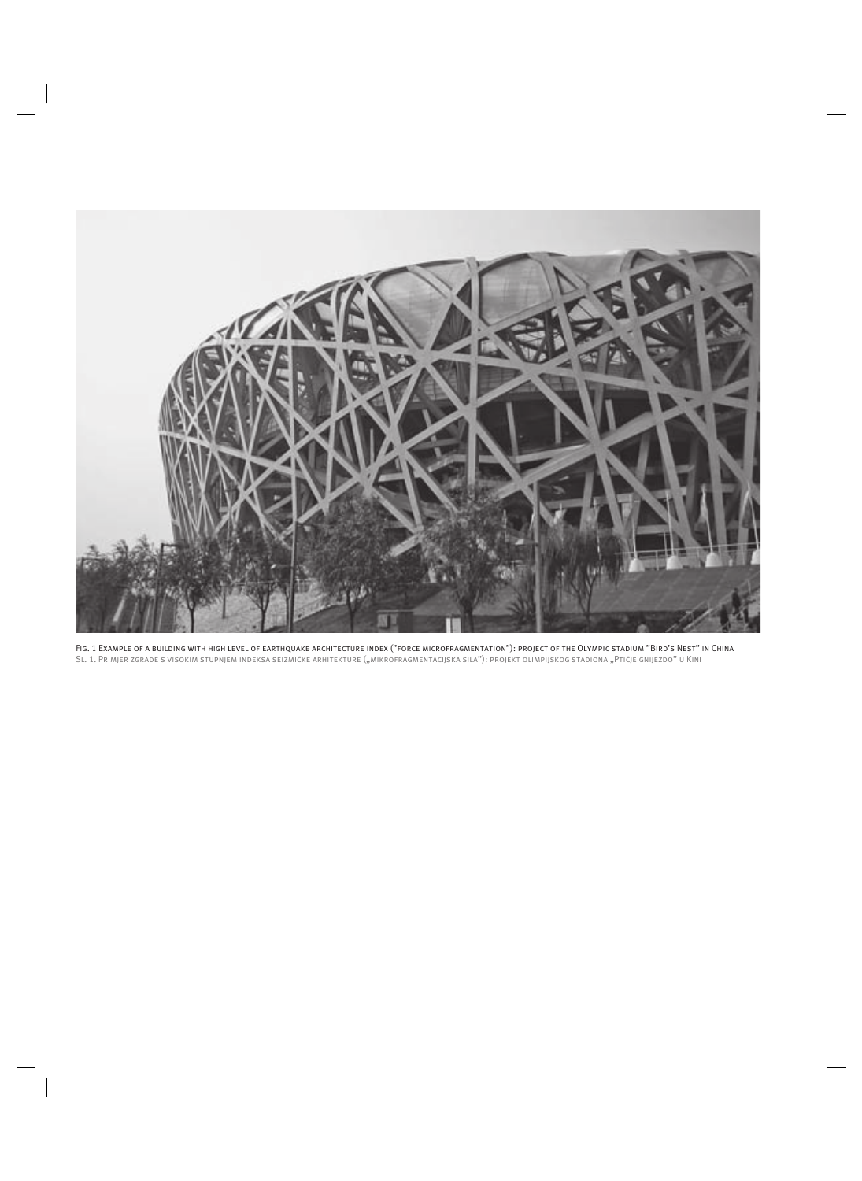Fig. 1 Example of a building with high level of earthquake architecture index ("force microfragmentation"): project of the Olympic stadium "Bird's Nest" in China

Sl. 1. Primjer zgrade s visokim stupnjem indeksa seizmičke arhitekture („mikrofragmentacijska sila"): projekt olimpijskog stadiona „Ptičje gnijezdo" u Kini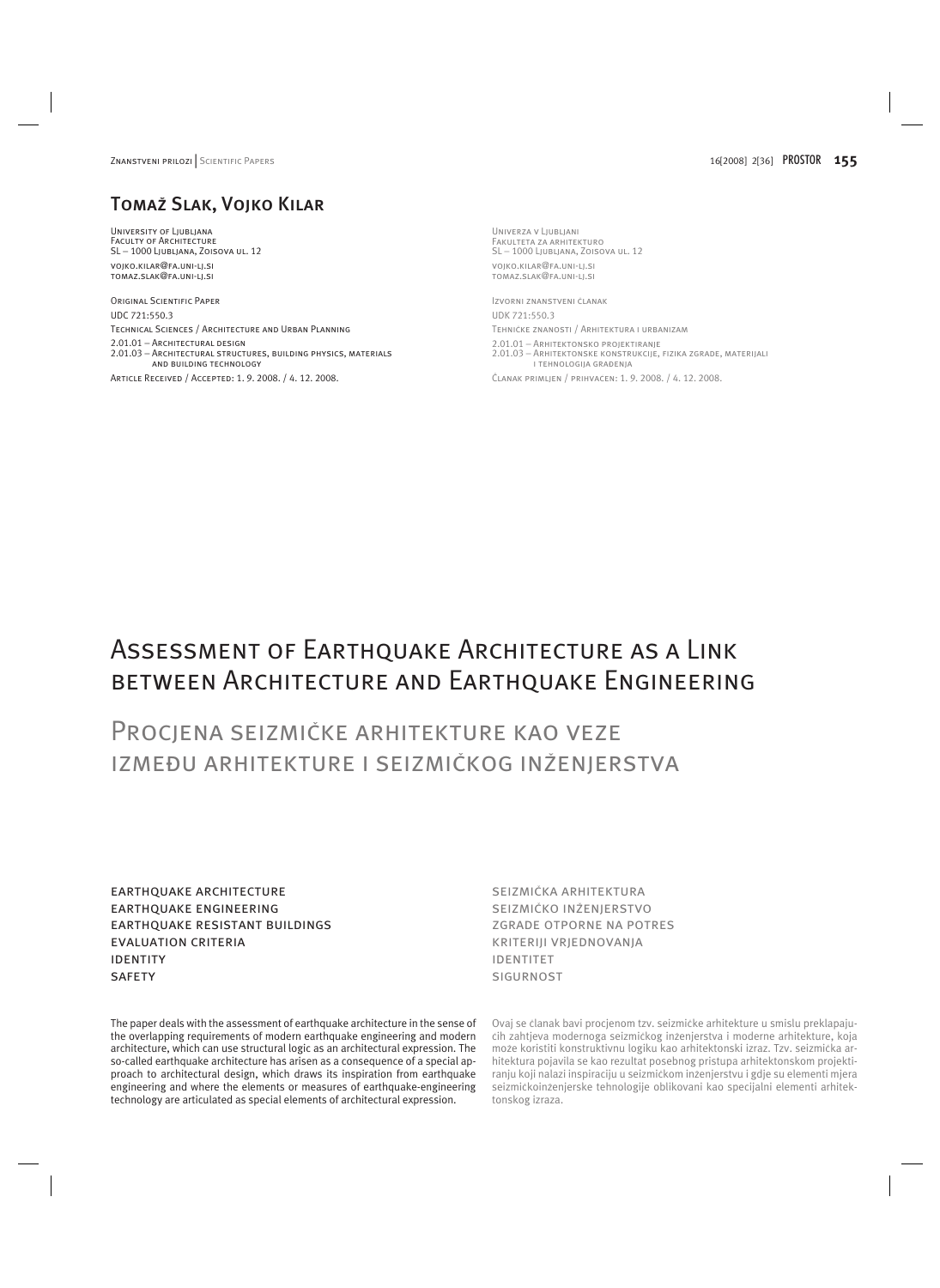# Tomaž Slak, Vojko Kilar

University of Ljubljana
Faculty of Architecture
SL – 1000 Ljubljana, Zoisova ul. 12
vojko.kilar@fa.uni-lj.si
tomaz.slak@fa.uni-lj.si

Original Scientific Paper
UDC 721:550.3
Technical Sciences / Architecture and Urban Planning
2.01.01 – Architectural design
2.01.03 – Architectural structures, building physics, materials and building technology
Article Received / Accepted: 1. 9. 2008. / 4. 12. 2008.

Univerza v Ljubljani
Fakulteta za arhitekturo
SL – 1000 Ljubljana, Zoisova ul. 12
vojko.kilar@fa.uni-lj.si
tomaz.slak@fa.uni-lj.si

Izvorni znanstveni članak
UDK 721:550.3
Tehničke znanosti / Arhitektura i urbanizam
2.01.01 – Arhitektonsko projektiranje
2.01.03 – Arhitektonske konstrukcije, fizika zgrade, materijali i tehnologija građenja
Članak primljen / prihvaćen: 1. 9. 2008. / 4. 12. 2008.

# Assessment of Earthquake Architecture as a Link between Architecture and Earthquake Engineering

# Procjena seizmičke arhitekture kao veze između arhitekture i seizmičkog inženjerstva

Earthquake architecture
Earthquake engineering
Earthquake resistant buildings
Evaluation criteria
Identity
Safety

The paper deals with the assessment of earthquake architecture in the sense of the overlapping requirements of modern earthquake engineering and modern architecture, which can use structural logic as an architectural expression. The so-called earthquake architecture has arisen as a consequence of a special approach to architectural design, which draws its inspiration from earthquake engineering and where the elements or measures of earthquake-engineering technology are articulated as special elements of architectural expression.

Seizmička arhitektura
Seizmičko inženjerstvo
Zgrade otporne na potres
Kriteriji vrjednovanja
Identitet
Sigurnost

Ovaj se članak bavi procjenom tzv. seizmicke arhitekture u smislu preklapajućih zahtjeva modernoga seizmickog inzenjerstva i moderne arhitekture, koja može koristiti konstruktivnu logiku kao arhitektonski izraz. Tzv. seizmička arhitektura pojavila se kao rezultat posebnog pristupa arhitektonskom projektiranju koji nalazi inspiraciju u seizmickom inzenjerstvu i gdje su elementi mjera seizmickoinženjerske tehnologije oblikovani kao specijalni elementi arhitektonskog izraza.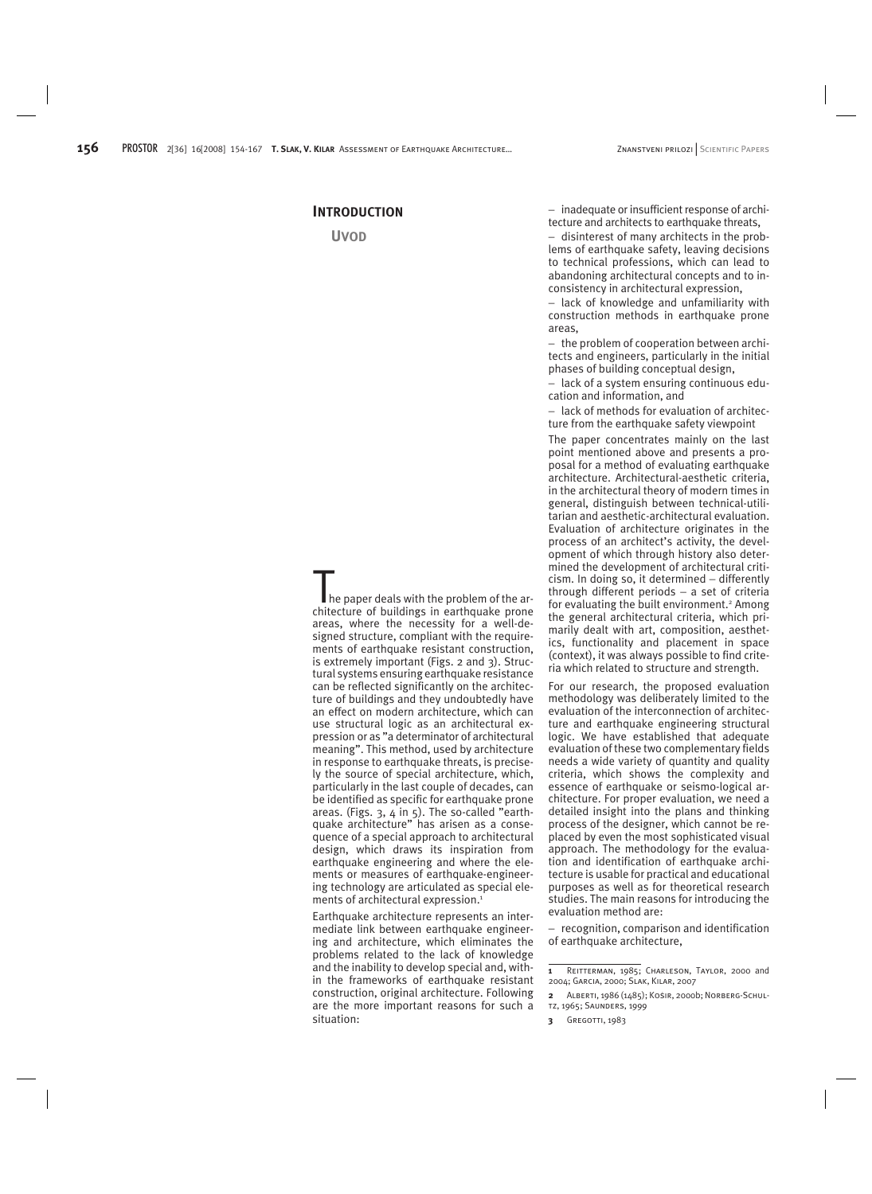## Introduction

### Uvod

The paper deals with the problem of the architecture of buildings in earthquake prone areas, where the necessity for a well-designed structure, compliant with the requirements of earthquake resistant construction, is extremely important (Figs. 2 and 3). Structural systems ensuring earthquake resistance can be reflected significantly on the architecture of buildings and they undoubtedly have an effect on modern architecture, which can use structural logic as an architectural expression or as "a determinator of architectural meaning". This method, used by architecture in response to earthquake threats, is precisely the source of special architecture, which, particularly in the last couple of decades, can be identified as specific for earthquake prone areas. (Figs. 3, 4 in 5). The so-called "earthquake architecture" has arisen as a consequence of a special approach to architectural design, which draws its inspiration from earthquake engineering and where the elements or measures of earthquake-engineering technology are articulated as special elements of architectural expression.[1]

Earthquake architecture represents an intermediate link between earthquake engineering and architecture, which eliminates the problems related to the lack of knowledge and the inability to develop special and, within the frameworks of earthquake resistant construction, original architecture. Following are the more important reasons for such a situation:

– inadequate or insufficient response of architecture and architects to earthquake threats,

– disinterest of many architects in the problems of earthquake safety, leaving decisions to technical professions, which can lead to abandoning architectural concepts and to inconsistency in architectural expression,

– lack of knowledge and unfamiliarity with construction methods in earthquake prone areas,

– the problem of cooperation between architects and engineers, particularly in the initial phases of building conceptual design,

– lack of a system ensuring continuous education and information, and

– lack of methods for evaluation of architecture from the earthquake safety viewpoint

The paper concentrates mainly on the last point mentioned above and presents a proposal for a method of evaluating earthquake architecture. Architectural-aesthetic criteria, in the architectural theory of modern times in general, distinguish between technical-utilitarian and aesthetic-architectural evaluation. Evaluation of architecture originates in the process of an architect's activity, the development of which through history also determined the development of architectural criticism. In doing so, it determined – differently through different periods – a set of criteria for evaluating the built environment.[2] Among the general architectural criteria, which primarily dealt with art, composition, aesthetics, functionality and placement in space (context), it was always possible to find criteria which related to structure and strength.

For our research, the proposed evaluation methodology was deliberately limited to the evaluation of the interconnection of architecture and earthquake engineering structural logic. We have established that adequate evaluation of these two complementary fields needs a wide variety of quantity and quality criteria, which shows the complexity and essence of earthquake or seismo-logical architecture. For proper evaluation, we need a detailed insight into the plans and thinking process of the designer, which cannot be replaced by even the most sophisticated visual approach. The methodology for the evaluation and identification of earthquake architecture is usable for practical and educational purposes as well as for theoretical research studies. The main reasons for introducing the evaluation method are:

– recognition, comparison and identification of earthquake architecture,

---

1 Reitterman, 1985; Charleson, Taylor, 2000 and 2004; Garcia, 2000; Slak, Kilar, 2007

2 Alberti, 1986 (1485); Košir, 2000b; Norberg-Schultz, 1965; Saunders, 1999

3 Gregotti, 1983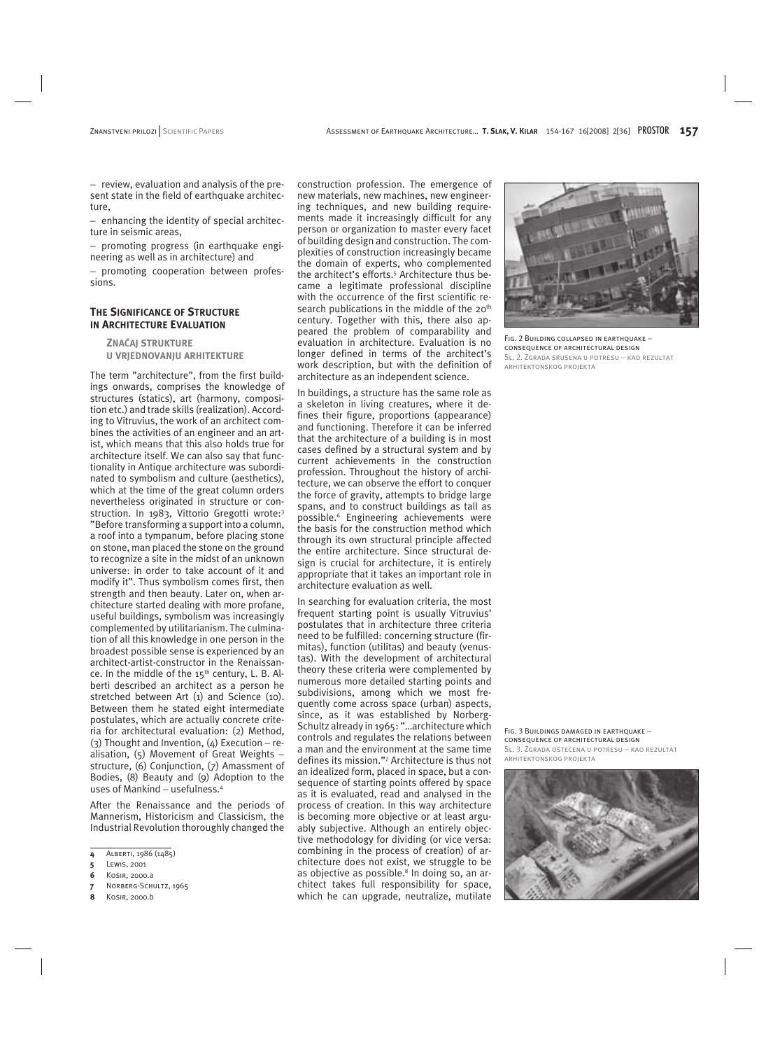– review, evaluation and analysis of the present state in the field of earthquake architecture,

– enhancing the identity of special architecture in seismic areas,

– promoting progress (in earthquake engineering as well as in architecture) and

– promoting cooperation between professions.

## The Significance of Structure in Architecture Evaluation

### Značaj strukture u vrjednovanju arhitekture

The term "architecture", from the first buildings onwards, comprises the knowledge of structures (statics), art (harmony, composition etc.) and trade skills (realization). According to Vitruvius, the work of an architect combines the activities of an engineer and an artist, which means that this also holds true for architecture itself. We can also say that functionality in Antique architecture was subordinated to symbolism and culture (aesthetics), which at the time of the great column orders nevertheless originated in structure or construction. In 1983, Vittorio Gregotti wrote:[3] "Before transforming a support into a column, a roof into a tympanum, before placing stone on stone, man placed the stone on the ground to recognize a site in the midst of an unknown universe: in order to take account of it and modify it". Thus symbolism comes first, then strength and then beauty. Later on, when architecture started dealing with more profane, useful buildings, symbolism was increasingly complemented by utilitarianism. The culmination of all this knowledge in one person in the broadest possible sense is experienced by an architect-artist-constructor in the Renaissance. In the middle of the 15th century, L. B. Alberti described an architect as a person he stretched between Art (1) and Science (10). Between them he stated eight intermediate postulates, which are actually concrete criteria for architectural evaluation: (2) Method, (3) Thought and Invention, (4) Execution – realisation, (5) Movement of Great Weights – structure, (6) Conjunction, (7) Amassment of Bodies, (8) Beauty and (9) Adoption to the uses of Mankind – usefulness.[4]

After the Renaissance and the periods of Mannerism, Historicism and Classicism, the Industrial Revolution thoroughly changed the construction profession. The emergence of new materials, new machines, new engineering techniques, and new building requirements made it increasingly difficult for any person or organization to master every facet of building design and construction. The complexities of construction increasingly became the domain of experts, who complemented the architect's efforts.[5] Architecture thus became a legitimate professional discipline with the occurrence of the first scientific research publications in the middle of the 20th century. Together with this, there also appeared the problem of comparability and evaluation in architecture. Evaluation is no longer defined in terms of the architect's work description, but with the definition of architecture as an independent science.

In buildings, a structure has the same role as a skeleton in living creatures, where it defines their figure, proportions (appearance) and functioning. Therefore it can be inferred that the architecture of a building is in most cases defined by a structural system and by current achievements in the construction profession. Throughout the history of architecture, we can observe the effort to conquer the force of gravity, attempts to bridge large spans, and to construct buildings as tall as possible.[6] Engineering achievements were the basis for the construction method which through its own structural principle affected the entire architecture. Since structural design is crucial for architecture, it is entirely appropriate that it takes an important role in architecture evaluation as well.

In searching for evaluation criteria, the most frequent starting point is usually Vitruvius' postulates that in architecture three criteria need to be fulfilled: concerning structure (firmitas), function (utilitas) and beauty (venustas). With the development of architectural theory these criteria were complemented by numerous more detailed starting points and subdivisions, among which we most frequently come across space (urban) aspects, since, as it was established by Norberg-Schultz already in 1965: "...architecture which controls and regulates the relations between a man and the environment at the same time defines its mission."[7] Architecture is thus not an idealized form, placed in space, but a consequence of starting points offered by space as it is evaluated, read and analysed in the process of creation. In this way architecture is becoming more objective or at least arguably subjective. Although an entirely objective methodology for dividing (or vice versa: combining in the process of creation) of architecture does not exist, we struggle to be as objective as possible.[8] In doing so, an architect takes full responsibility for space, which he can upgrade, neutralize, mutilate

Fig. 2 Building collapsed in earthquake – consequence of architectural design
Sl. 2. Zgrada srušena u potresu – kao rezultat arhitektonskog projekta

Fig. 3 Buildings damaged in earthquake – consequence of architectural design
Sl. 3. Zgrada oštećena u potresu – kao rezultat arhitektonskog projekta

---

4 Alberti, 1986 (1485)
5 Lewis, 2001
6 Kosir, 2000.a
7 Norberg-Schultz, 1965
8 Kosir, 2000.b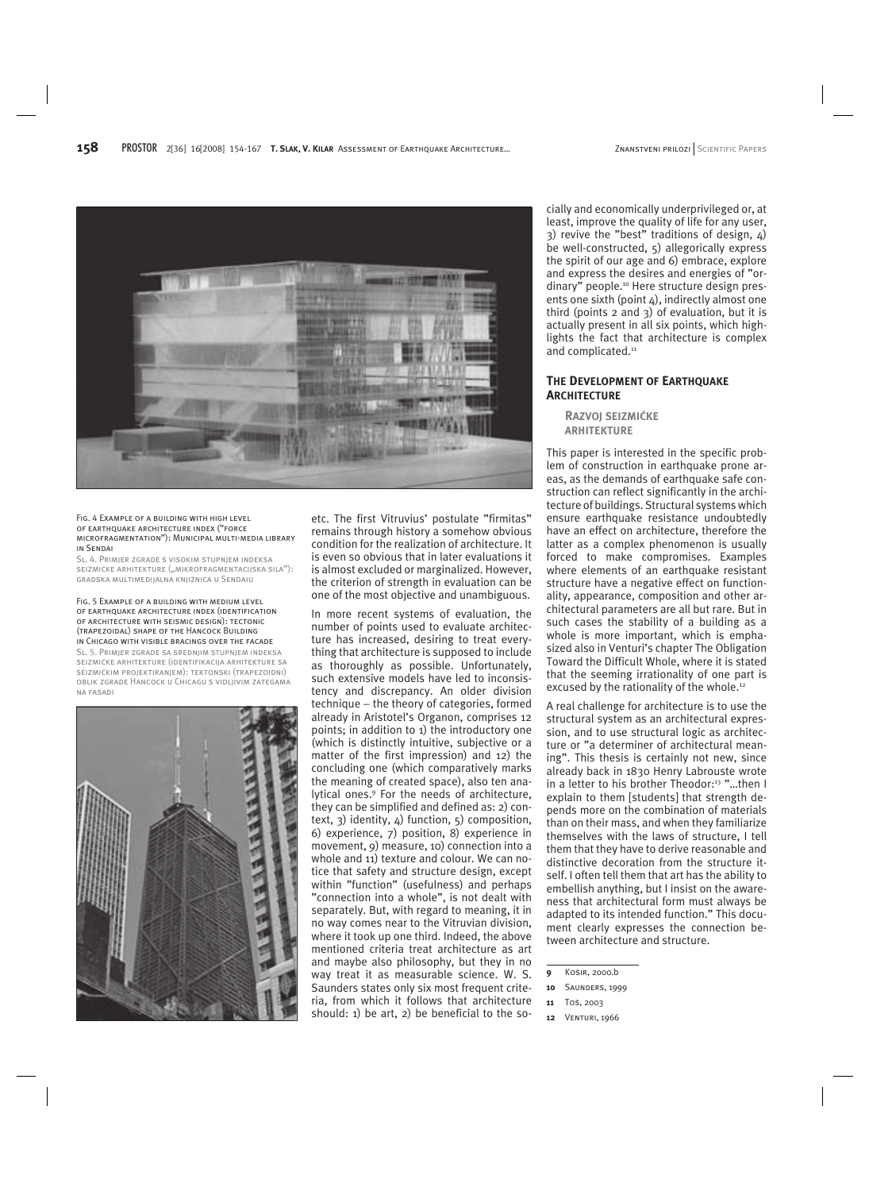Fig. 4 Example of a building with high level of earthquake architecture index ("force microfragmentation"): Municipal multi-media library in Sendai

Sl. 4. Primjer zgrade s visokim stupnjem indeksa seizmičke arhitekture („mikrofragmentacijska sila"): gradska multimedijalna knjižnica u Sendaiu

Fig. 5 Example of a building with medium level of earthquake architecture index (identification of architecture with seismic design): tectonic (trapezoidal) shape of the Hancock Building in Chicago with visible bracings over the facade

Sl. 5. Primjer zgrade sa srednjim stupnjem indeksa seizmičke arhitekture (identifikacija arhitekture sa seizmičkim projektiranjem): tektonski (trapezoidni) oblik zgrade Hancock u Chicagu s vidljivim zategama na fasadi

etc. The first Vitruvius' postulate "firmitas" remains through history a somehow obvious condition for the realization of architecture. It is even so obvious that in later evaluations it is almost excluded or marginalized. However, the criterion of strength in evaluation can be one of the most objective and unambiguous.

In more recent systems of evaluation, the number of points used to evaluate architecture has increased, desiring to treat everything that architecture is supposed to include as thoroughly as possible. Unfortunately, such extensive models have led to inconsistency and discrepancy. An older division technique – the theory of categories, formed already in Aristotel's Organon, comprises 12 points; in addition to 1) the introductory one (which is distinctly intuitive, subjective or a matter of the first impression) and 12) the concluding one (which comparatively marks the meaning of created space), also ten analytical ones.[9] For the needs of architecture, they can be simplified and defined as: 2) context, 3) identity, 4) function, 5) composition, 6) experience, 7) position, 8) experience in movement, 9) measure, 10) connection into a whole and 11) texture and colour. We can notice that safety and structure design, except within "function" (usefulness) and perhaps "connection into a whole", is not dealt with separately. But, with regard to meaning, it in no way comes near to the Vitruvian division, where it took up one third. Indeed, the above mentioned criteria treat architecture as art and maybe also philosophy, but they in no way treat it as measurable science. W. S. Saunders states only six most frequent criteria, from which it follows that architecture should: 1) be art, 2) be beneficial to the socially and economically underprivileged or, at least, improve the quality of life for any user, 3) revive the "best" traditions of design, 4) be well-constructed, 5) allegorically express the spirit of our age and 6) embrace, explore and express the desires and energies of "ordinary" people.[10] Here structure design presents one sixth (point 4), indirectly almost one third (points 2 and 3) of evaluation, but it is actually present in all six points, which highlights the fact that architecture is complex and complicated.[11]

## The Development of Earthquake Architecture

### Razvoj seizmičke arhitekture

This paper is interested in the specific problem of construction in earthquake prone areas, as the demands of earthquake safe construction can reflect significantly in the architecture of buildings. Structural systems which ensure earthquake resistance undoubtedly have an effect on architecture, therefore the latter as a complex phenomenon is usually forced to make compromises. Examples where elements of an earthquake resistant structure have a negative effect on functionality, appearance, composition and other architectural parameters are all but rare. But in such cases the stability of a building as a whole is more important, which is emphasized also in Venturi's chapter The Obligation Toward the Difficult Whole, where it is stated that the seeming irrationality of one part is excused by the rationality of the whole.[12]

A real challenge for architecture is to use the structural system as an architectural expression, and to use structural logic as architecture or "a determiner of architectural meaning". This thesis is certainly not new, since already back in 1830 Henry Labrouste wrote in a letter to his brother Theodor:[13] "...then I explain to them [students] that strength depends more on the combination of materials than on their mass, and when they familiarize themselves with the laws of structure, I tell them that they have to derive reasonable and distinctive decoration from the structure itself. I often tell them that art has the ability to embellish anything, but I insist on the awareness that architectural form must always be adapted to its intended function." This document clearly expresses the connection between architecture and structure.

9 Košir, 2000.b

10 Saunders, 1999

11 Tos, 2003

12 Venturi, 1966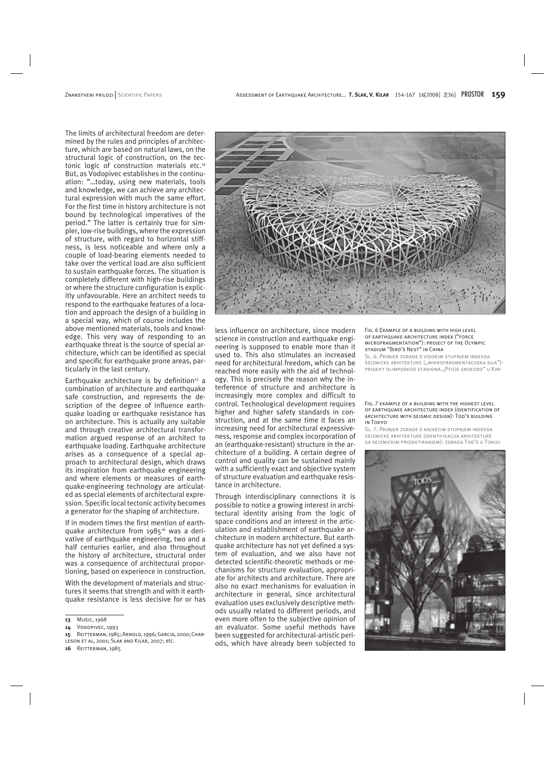The limits of architectural freedom are determined by the rules and principles of architecture, which are based on natural laws, on the structural logic of construction, on the tectonic logic of construction materials etc.[14] But, as Vodopivec establishes in the continuation: "...today, using new materials, tools and knowledge, we can achieve any architectural expression with much the same effort. For the first time in history architecture is not bound by technological imperatives of the period." The latter is certainly true for simpler, low-rise buildings, where the expression of structure, with regard to horizontal stiffness, is less noticeable and where only a couple of load-bearing elements needed to take over the vertical load are also sufficient to sustain earthquake forces. The situation is completely different with high-rise buildings or where the structure configuration is explicitly unfavourable. Here an architect needs to respond to the earthquake features of a location and approach the design of a building in a special way, which of course includes the above mentioned materials, tools and knowledge. This very way of responding to an earthquake threat is the source of special architecture, which can be identified as special and specific for earthquake prone areas, particularly in the last century.

Earthquake architecture is by definition[15] a combination of architecture and earthquake safe construction, and represents the description of the degree of influence earthquake loading or earthquake resistance has on architecture. This is actually any suitable and through creative architectural transformation argued response of an architect to earthquake loading. Earthquake architecture arises as a consequence of a special approach to architectural design, which draws its inspiration from earthquake engineering and where elements or measures of earthquake-engineering technology are articulated as special elements of architectural expression. Specific local tectonic activity becomes a generator for the shaping of architecture.

If in modern times the first mention of earthquake architecture from 1985[16] was a derivative of earthquake engineering, two and a half centuries earlier, and also throughout the history of architecture, structural order was a consequence of architectural proportioning, based on experience in construction.

With the development of materials and structures it seems that strength and with it earthquake resistance is less decisive for or has less influence on architecture, since modern science in construction and earthquake engineering is supposed to enable more than it used to. This also stimulates an increased need for architectural freedom, which can be reached more easily with the aid of technology. This is precisely the reason why the interference of structure and architecture is increasingly more complex and difficult to control. Technological development requires higher and higher safety standards in construction, and at the same time it faces an increasing need for architectural expressiveness, response and complex incorporation of an (earthquake-resistant) structure in the architecture of a building. A certain degree of control and quality can be sustained mainly with a sufficiently exact and objective system of structure evaluation and earthquake resistance in architecture.

Through interdisciplinary connections it is possible to notice a growing interest in architectural identity arising from the logic of space conditions and an interest in the articulation and establishment of earthquake architecture in modern architecture. But earthquake architecture has not yet defined a system of evaluation, and we also have not detected scientific-theoretic methods or mechanisms for structure evaluation, appropriate for architects and architecture. There are also no exact mechanisms for evaluation in architecture in general, since architectural evaluation uses exclusively descriptive methods usually related to different periods, and even more often to the subjective opinion of an evaluator. Some useful methods have been suggested for architectural-artistic periods, which have already been subjected to

Fig. 6 Example of a building with high level of earthquake architecture index ("force microfragmentation"): project of the Olympic stadium "Bird's Nest" in China

Sl. 6. Primjer zgrade s visokim stupnjem indeksa seizmičke arhitekture („mikrofragmentacijska sila"): projekt olimpijskog stadiona „Ptičje gnijezdo" u Kini

Fig. 7 Example of a building with the highest level of earthquake architecture index (identification of architecture with seismic design): Tod's building in Tokyo

Sl. 7. Primjer zgrade s najvećim stupnjem indeksa seizmičke arhitekture (identifikacija arhitekture sa seizmičkim projektiranjem): zgrada Tod's u Tokiju

---

13 Music, 1968

14 Vodopivec, 1993

15 Reitterman, 1985; Arnold, 1996; Garcia, 2000; Charleson et al, 2001; Slak and Kilar, 2007; etc.

16 Reitterman, 1985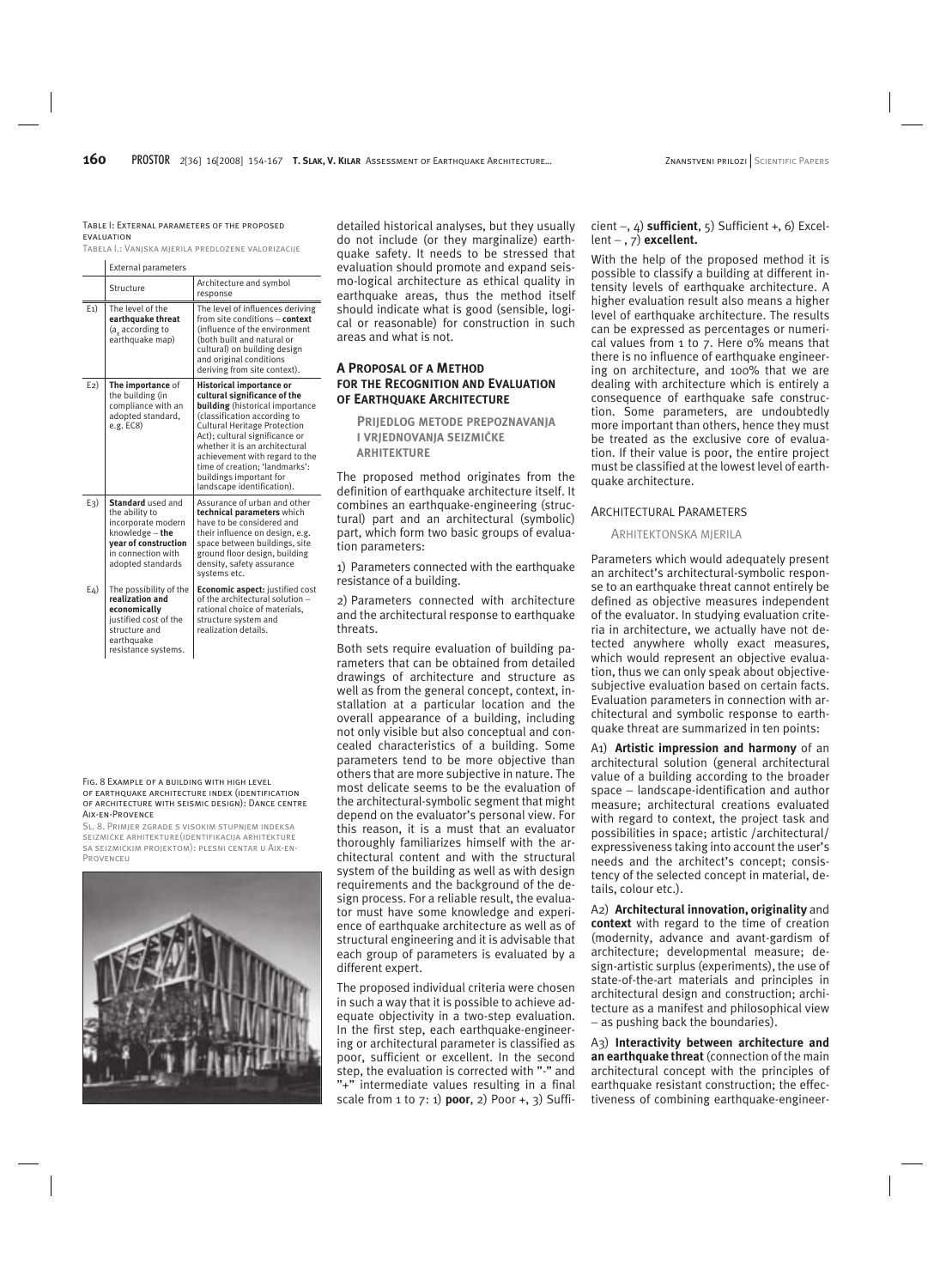Table I: External parameters of the proposed evaluation

Tabela I.: Vanjska mjerila predložene valorizacije

| | External parameters | |
|---|---|---|
| | Structure | Architecture and symbol response |
| E1) | The level of the **earthquake threat** ($a_g$ according to earthquake map) | The level of influences deriving from site conditions – **context** (influence of the environment (both built and natural or cultural) on building design and original conditions deriving from site context). |
| E2) | **The importance** of the building (in compliance with an adopted standard, e.g. EC8) | **Historical importance or cultural significance of the building** (historical importance (classification according to Cultural Heritage Protection Act); cultural significance or whether it is an architectural achievement with regard to the time of creation; 'landmarks': buildings important for landscape identification). |
| E3) | **Standard** used and the ability to incorporate modern knowledge – **the year of construction** in connection with adopted standards | Assurance of urban and other **technical parameters** which have to be considered and their influence on design, e.g. space between buildings, site ground floor design, building density, safety assurance systems etc. |
| E4) | The possibility of the **realization and economically** justified cost of the structure and earthquake resistance systems. | **Economic aspect:** justified cost of the architectural solution – rational choice of materials, structure system and realization details. |

Fig. 8 Example of a building with high level of earthquake architecture index (identification of architecture with seismic design): Dance centre Aix-en-Provence

Sl. 8. Primjer zgrade s visokim stupnjem indeksa seizmičke arhitekture(identifikacija arhitekture sa seizmičkim projektom): plesni centar u Aix-en-Provenceu

detailed historical analyses, but they usually do not include (or they marginalize) earthquake safety. It needs to be stressed that evaluation should promote and expand seismo-logical architecture as ethical quality in earthquake areas, thus the method itself should indicate what is good (sensible, logical or reasonable) for construction in such areas and what is not.

## A Proposal of a Method for the Recognition and Evaluation of Earthquake Architecture

### Prijedlog metode prepoznavanja i vrjednovanja seizmičke arhitekture

The proposed method originates from the definition of earthquake architecture itself. It combines an earthquake-engineering (structural) part and an architectural (symbolic) part, which form two basic groups of evaluation parameters:

1) Parameters connected with the earthquake resistance of a building.

2) Parameters connected with architecture and the architectural response to earthquake threats.

Both sets require evaluation of building parameters that can be obtained from detailed drawings of architecture and structure as well as from the general concept, context, installation at a particular location and the overall appearance of a building, including not only visible but also conceptual and concealed characteristics of a building. Some parameters tend to be more objective than others that are more subjective in nature. The most delicate seems to be the evaluation of the architectural-symbolic segment that might depend on the evaluator's personal view. For this reason, it is a must that an evaluator thoroughly familiarizes himself with the architectural content and with the structural system of the building as well as with design requirements and the background of the design process. For a reliable result, the evaluator must have some knowledge and experience of earthquake architecture as well as of structural engineering and it is advisable that each group of parameters is evaluated by a different expert.

The proposed individual criteria were chosen in such a way that it is possible to achieve adequate objectivity in a two-step evaluation. In the first step, each earthquake-engineering or architectural parameter is classified as poor, sufficient or excellent. In the second step, the evaluation is corrected with "-" and "+" intermediate values resulting in a final scale from 1 to 7: 1) **poor**, 2) Poor +, 3) Sufficient –, 4) **sufficient**, 5) Sufficient +, 6) Excellent – , 7) **excellent.**

With the help of the proposed method it is possible to classify a building at different intensity levels of earthquake architecture. A higher evaluation result also means a higher level of earthquake architecture. The results can be expressed as percentages or numerical values from 1 to 7. Here 0% means that there is no influence of earthquake engineering on architecture, and 100% that we are dealing with architecture which is entirely a consequence of earthquake safe construction. Some parameters, are undoubtedly more important than others, hence they must be treated as the exclusive core of evaluation. If their value is poor, the entire project must be classified at the lowest level of earthquake architecture.

### Architectural Parameters

#### Arhitektonska mjerila

Parameters which would adequately present an architect's architectural-symbolic response to an earthquake threat cannot entirely be defined as objective measures independent of the evaluator. In studying evaluation criteria in architecture, we actually have not detected anywhere wholly exact measures, which would represent an objective evaluation, thus we can only speak about objective-subjective evaluation based on certain facts. Evaluation parameters in connection with architectural and symbolic response to earthquake threat are summarized in ten points:

A1) **Artistic impression and harmony** of an architectural solution (general architectural value of a building according to the broader space – landscape-identification and author measure; architectural creations evaluated with regard to context, the project task and possibilities in space; artistic /architectural/ expressiveness taking into account the user's needs and the architect's concept; consistency of the selected concept in material, details, colour etc.).

A2) **Architectural innovation, originality** and **context** with regard to the time of creation (modernity, advance and avant-gardism of architecture; developmental measure; design-artistic surplus (experiments), the use of state-of-the-art materials and principles in architectural design and construction; architecture as a manifest and philosophical view – as pushing back the boundaries).

A3) **Interactivity between architecture and an earthquake threat** (connection of the main architectural concept with the principles of earthquake resistant construction; the effectiveness of combining earthquake-engineer-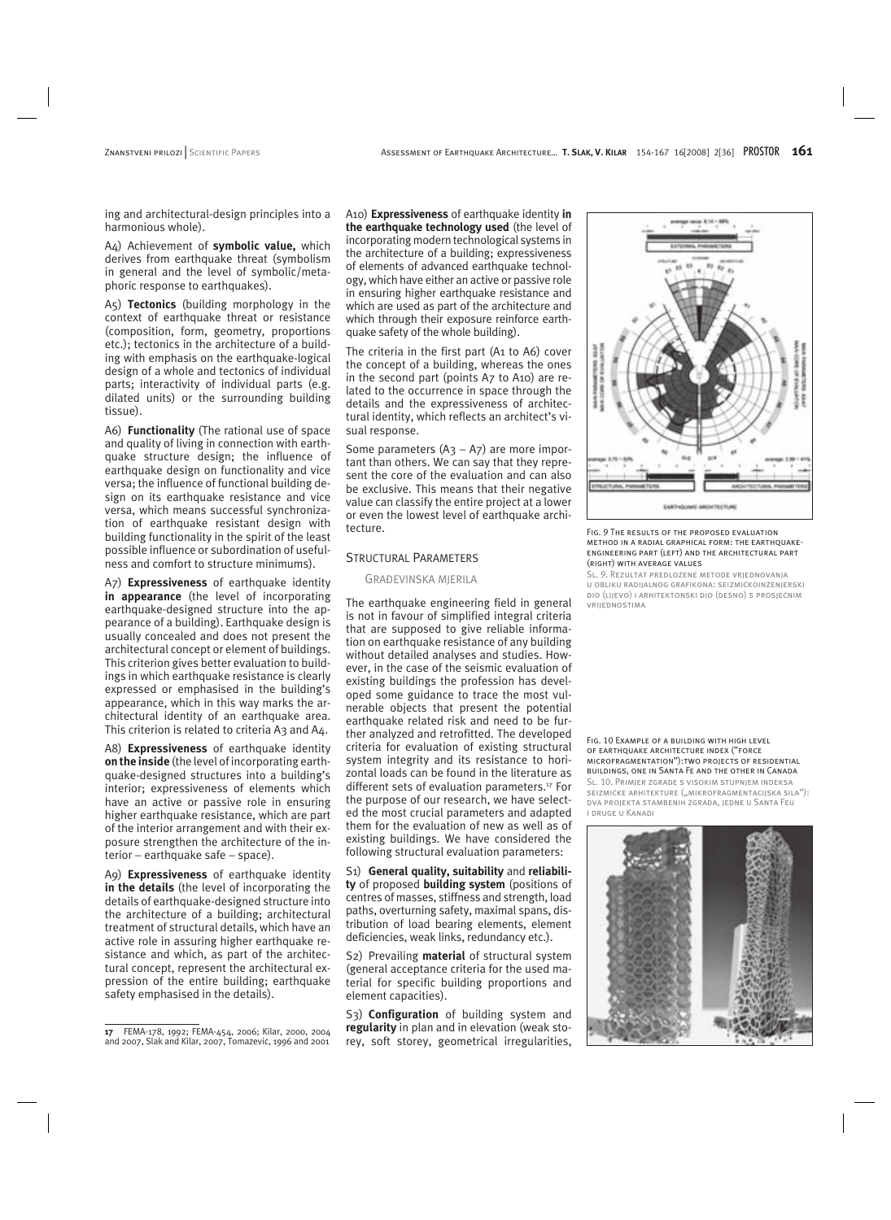ing and architectural-design principles into a harmonious whole).

A4) Achievement of **symbolic value,** which derives from earthquake threat (symbolism in general and the level of symbolic/metaphoric response to earthquakes).

A5) **Tectonics** (building morphology in the context of earthquake threat or resistance (composition, form, geometry, proportions etc.); tectonics in the architecture of a building with emphasis on the earthquake-logical design of a whole and tectonics of individual parts; interactivity of individual parts (e.g. dilated units) or the surrounding building tissue).

A6) **Functionality** (The rational use of space and quality of living in connection with earthquake structure design; the influence of earthquake design on functionality and vice versa; the influence of functional building design on its earthquake resistance and vice versa, which means successful synchronization of earthquake resistant design with building functionality in the spirit of the least possible influence or subordination of usefulness and comfort to structure minimums).

A7) **Expressiveness** of earthquake identity **in appearance** (the level of incorporating earthquake-designed structure into the appearance of a building). Earthquake design is usually concealed and does not present the architectural concept or element of buildings. This criterion gives better evaluation to buildings in which earthquake resistance is clearly expressed or emphasised in the building's appearance, which in this way marks the architectural identity of an earthquake area. This criterion is related to criteria A3 and A4.

A8) **Expressiveness** of earthquake identity **on the inside** (the level of incorporating earthquake-designed structures into a building's interior; expressiveness of elements which have an active or passive role in ensuring higher earthquake resistance, which are part of the interior arrangement and with their exposure strengthen the architecture of the interior – earthquake safe – space).

A9) **Expressiveness** of earthquake identity **in the details** (the level of incorporating the details of earthquake-designed structure into the architecture of a building; architectural treatment of structural details, which have an active role in assuring higher earthquake resistance and which, as part of the architectural concept, represent the architectural expression of the entire building; earthquake safety emphasised in the details).

A10) **Expressiveness** of earthquake identity **in the earthquake technology used** (the level of incorporating modern technological systems in the architecture of a building; expressiveness of elements of advanced earthquake technology, which have either an active or passive role in ensuring higher earthquake resistance and which are used as part of the architecture and which through their exposure reinforce earthquake safety of the whole building).

The criteria in the first part (A1 to A6) cover the concept of a building, whereas the ones in the second part (points A7 to A10) are related to the occurrence in space through the details and the expressiveness of architectural identity, which reflects an architect's visual response.

Some parameters (A3 – A7) are more important than others. We can say that they represent the core of the evaluation and can also be exclusive. This means that their negative value can classify the entire project at a lower or even the lowest level of earthquake architecture.

## Structural Parameters

### Građevinska mjerila

The earthquake engineering field in general is not in favour of simplified integral criteria that are supposed to give reliable information on earthquake resistance of any building without detailed analyses and studies. However, in the case of the seismic evaluation of existing buildings the profession has developed some guidance to trace the most vulnerable objects that present the potential earthquake related risk and need to be further analyzed and retrofitted. The developed criteria for evaluation of existing structural system integrity and its resistance to horizontal loads can be found in the literature as different sets of evaluation parameters.[17] For the purpose of our research, we have selected the most crucial parameters and adapted them for the evaluation of new as well as of existing buildings. We have considered the following structural evaluation parameters:

S1) **General quality, suitability** and **reliability** of proposed **building system** (positions of centres of masses, stiffness and strength, load paths, overturning safety, maximal spans, distribution of load bearing elements, element deficiencies, weak links, redundancy etc.).

S2) Prevailing **material** of structural system (general acceptance criteria for the used material for specific building proportions and element capacities).

S3) **Configuration** of building system and **regularity** in plan and in elevation (weak storey, soft storey, geometrical irregularities,

Fig. 9 The results of the proposed evaluation method in a radial graphical form: the earthquake-engineering part (left) and the architectural part (right) with average values

Sl. 9. Rezultat predložene metode vrjednovanja u obliku radijalnog grafikona: seizmičkoinženjerski dio (lijevo) i arhitektonski dio (desno) s prosječnim vrijednostima

Fig. 10 Example of a building with high level of earthquake architecture index ("force microfragmentation"): two projects of residential buildings, one in Santa Fe and the other in Canada

Sl. 10. Primjer zgrade s visokim stupnjem indeksa seizmičke arhitekture („mikrofragmentacijska sila"): dva projekta stambenih zgrada, jedne u Santa Feu i druge u Kanadi

[17] FEMA-178, 1992; FEMA-454, 2006; Kilar, 2000, 2004 and 2007, Slak and Kilar, 2007, Tomaževič, 1996 and 2001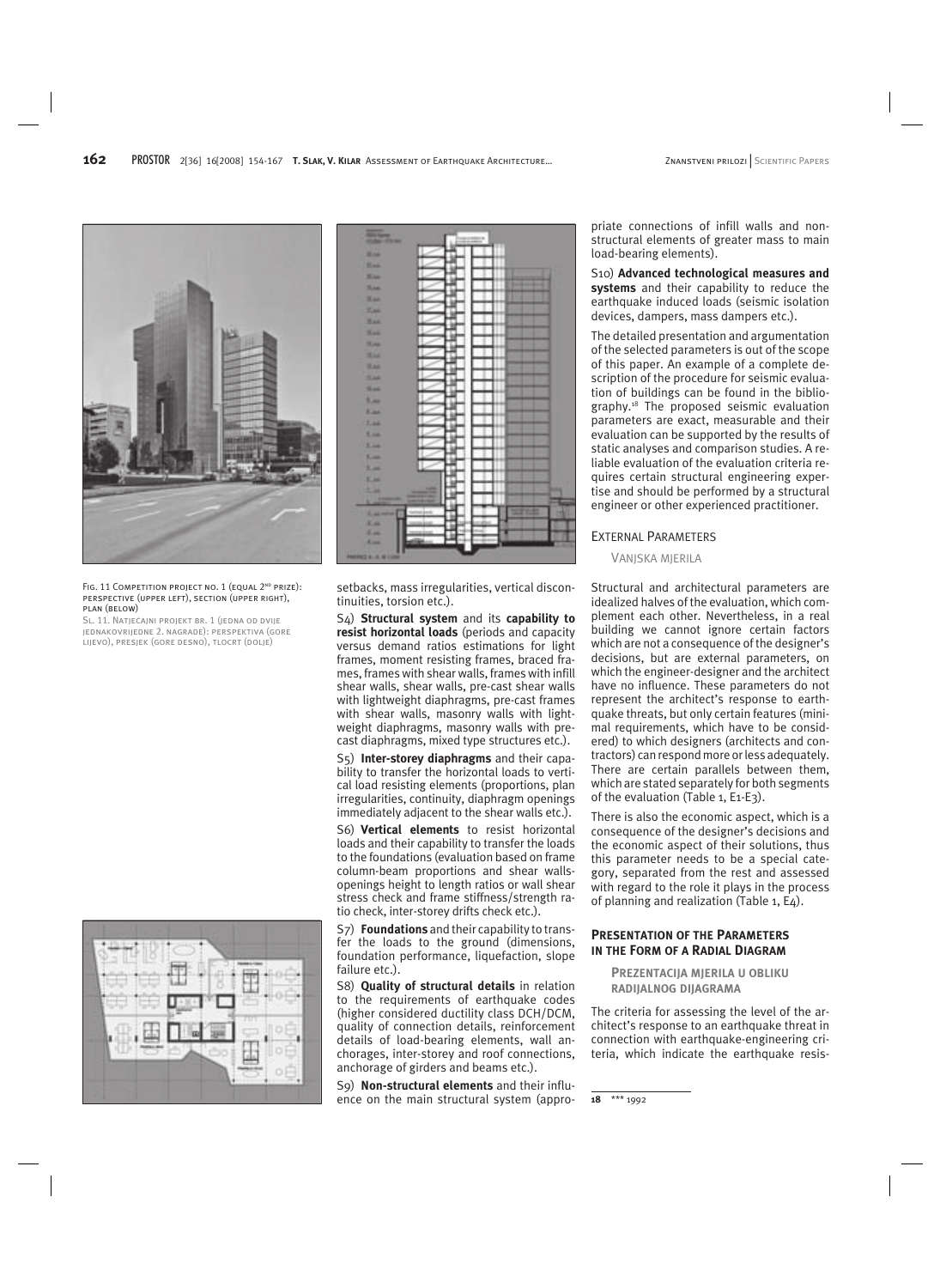Fig. 11 Competition project no. 1 (equal 2nd prize): perspective (upper left), section (upper right), plan (below)

Sl. 11. Natječajni projekt br. 1 (jedna od dvije jednakovrijedne 2. nagrade): perspektiva (gore lijevo), presjek (gore desno), tlocrt (dolje)

setbacks, mass irregularities, vertical discontinuities, torsion etc.).

S4) **Structural system** and its **capability to resist horizontal loads** (periods and capacity versus demand ratios estimations for light frames, moment resisting frames, braced frames, frames with shear walls, frames with infill shear walls, shear walls, pre-cast shear walls with lightweight diaphragms, pre-cast frames with shear walls, masonry walls with lightweight diaphragms, masonry walls with precast diaphragms, mixed type structures etc.).

S5) **Inter-storey diaphragms** and their capability to transfer the horizontal loads to vertical load resisting elements (proportions, plan irregularities, continuity, diaphragm openings immediately adjacent to the shear walls etc.).

S6) **Vertical elements** to resist horizontal loads and their capability to transfer the loads to the foundations (evaluation based on frame column-beam proportions and shear walls-openings height to length ratios or wall shear stress check and frame stiffness/strength ratio check, inter-storey drifts check etc.).

S7) **Foundations** and their capability to transfer the loads to the ground (dimensions, foundation performance, liquefaction, slope failure etc.).

S8) **Quality of structural details** in relation to the requirements of earthquake codes (higher considered ductility class DCH/DCM, quality of connection details, reinforcement details of load-bearing elements, wall anchorages, inter-storey and roof connections, anchorage of girders and beams etc.).

S9) **Non-structural elements** and their influence on the main structural system (appropriate connections of infill walls and non-structural elements of greater mass to main load-bearing elements).

S10) **Advanced technological measures and systems** and their capability to reduce the earthquake induced loads (seismic isolation devices, dampers, mass dampers etc.).

The detailed presentation and argumentation of the selected parameters is out of the scope of this paper. An example of a complete description of the procedure for seismic evaluation of buildings can be found in the bibliography.[18] The proposed seismic evaluation parameters are exact, measurable and their evaluation can be supported by the results of static analyses and comparison studies. A reliable evaluation of the evaluation criteria requires certain structural engineering expertise and should be performed by a structural engineer or other experienced practitioner.

### External Parameters

Vanjska mjerila

Structural and architectural parameters are idealized halves of the evaluation, which complement each other. Nevertheless, in a real building we cannot ignore certain factors which are not a consequence of the designer's decisions, but are external parameters, on which the engineer-designer and the architect have no influence. These parameters do not represent the architect's response to earthquake threats, but only certain features (minimal requirements, which have to be considered) to which designers (architects and contractors) can respond more or less adequately. There are certain parallels between them, which are stated separately for both segments of the evaluation (Table 1, E1-E3).

There is also the economic aspect, which is a consequence of the designer's decisions and the economic aspect of their solutions, thus this parameter needs to be a special category, separated from the rest and assessed with regard to the role it plays in the process of planning and realization (Table 1, E4).

## Presentation of the Parameters in the Form of a Radial Diagram

**Prezentacija mjerila u obliku radijalnog dijagrama**

The criteria for assessing the level of the architect's response to an earthquake threat in connection with earthquake-engineering criteria, which indicate the earthquake resis-

18 *** 1992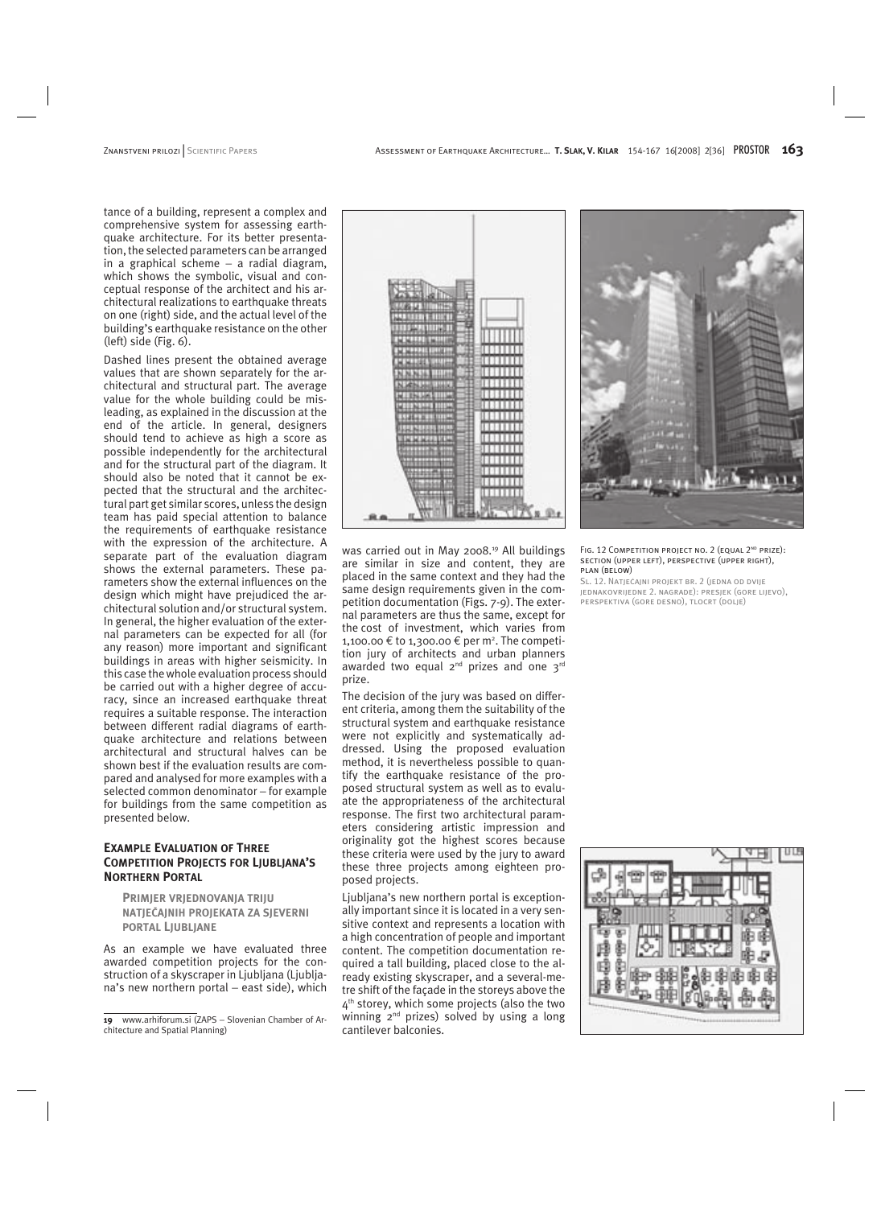tance of a building, represent a complex and comprehensive system for assessing earthquake architecture. For its better presentation, the selected parameters can be arranged in a graphical scheme – a radial diagram, which shows the symbolic, visual and conceptual response of the architect and his architectural realizations to earthquake threats on one (right) side, and the actual level of the building's earthquake resistance on the other (left) side (Fig. 6).

Dashed lines present the obtained average values that are shown separately for the architectural and structural part. The average value for the whole building could be misleading, as explained in the discussion at the end of the article. In general, designers should tend to achieve as high a score as possible independently for the architectural and for the structural part of the diagram. It should also be noted that it cannot be expected that the structural and the architectural part get similar scores, unless the design team has paid special attention to balance the requirements of earthquake resistance with the expression of the architecture. A separate part of the evaluation diagram shows the external parameters. These parameters show the external influences on the design which might have prejudiced the architectural solution and/or structural system. In general, the higher evaluation of the external parameters can be expected for all (for any reason) more important and significant buildings in areas with higher seismicity. In this case the whole evaluation process should be carried out with a higher degree of accuracy, since an increased earthquake threat requires a suitable response. The interaction between different radial diagrams of earthquake architecture and relations between architectural and structural halves can be shown best if the evaluation results are compared and analysed for more examples with a selected common denominator – for example for buildings from the same competition as presented below.

### Example Evaluation of Three Competition Projects for Ljubljana's Northern Portal

#### Primjer vrjednovanja triju natječajnih projekata za sjeverni portal Ljubljane

As an example we have evaluated three awarded competition projects for the construction of a skyscraper in Ljubljana (Ljubljana's new northern portal – east side), which was carried out in May 2008.[19] All buildings are similar in size and content, they are placed in the same context and they had the same design requirements given in the competition documentation (Figs. 7-9). The external parameters are thus the same, except for the cost of investment, which varies from 1,100.00 € to 1,300.00 € per m². The competition jury of architects and urban planners awarded two equal 2nd prizes and one 3rd prize.

The decision of the jury was based on different criteria, among them the suitability of the structural system and earthquake resistance were not explicitly and systematically addressed. Using the proposed evaluation method, it is nevertheless possible to quantify the earthquake resistance of the proposed structural system as well as to evaluate the appropriateness of the architectural response. The first two architectural parameters considering artistic impression and originality got the highest scores because these criteria were used by the jury to award these three projects among eighteen proposed projects.

Ljubljana's new northern portal is exceptionally important since it is located in a very sensitive context and represents a location with a high concentration of people and important content. The competition documentation required a tall building, placed close to the already existing skyscraper, and a several-metre shift of the façade in the storeys above the 4th storey, which some projects (also the two winning 2nd prizes) solved by using a long cantilever balconies.

Fig. 12 Competition project no. 2 (equal 2nd prize): section (upper left), perspective (upper right), plan (below)

Sl. 12. Natječajni projekt br. 2 (jedna od dvije jednakovrijedne 2. nagrade): presjek (gore lijevo), perspektiva (gore desno), tlocrt (dolje)

[19] www.arhiforum.si (ZAPS – Slovenian Chamber of Architecture and Spatial Planning)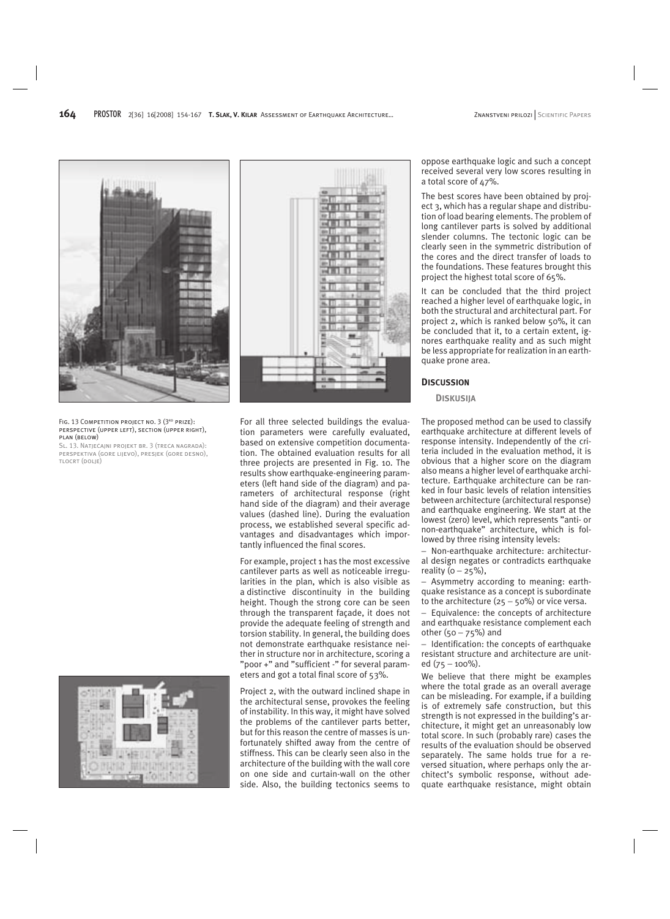Fig. 13 Competition project no. 3 (3rd prize): perspective (upper left), section (upper right), plan (below)

Sl. 13. Natječajni projekt br. 3 (treća nagrada): perspektiva (gore lijevo), presjek (gore desno), tlocrt (dolje)

For all three selected buildings the evaluation parameters were carefully evaluated, based on extensive competition documentation. The obtained evaluation results for all three projects are presented in Fig. 10. The results show earthquake-engineering parameters (left hand side of the diagram) and parameters of architectural response (right hand side of the diagram) and their average values (dashed line). During the evaluation process, we established several specific advantages and disadvantages which importantly influenced the final scores.

For example, project 1 has the most excessive cantilever parts as well as noticeable irregularities in the plan, which is also visible as a distinctive discontinuity in the building height. Though the strong core can be seen through the transparent façade, it does not provide the adequate feeling of strength and torsion stability. In general, the building does not demonstrate earthquake resistance neither in structure nor in architecture, scoring a "poor +" and "sufficient -" for several parameters and got a total final score of 53%.

Project 2, with the outward inclined shape in the architectural sense, provokes the feeling of instability. In this way, it might have solved the problems of the cantilever parts better, but for this reason the centre of masses is unfortunately shifted away from the centre of stiffness. This can be clearly seen also in the architecture of the building with the wall core on one side and curtain-wall on the other side. Also, the building tectonics seem to oppose earthquake logic and such a concept received several very low scores resulting in a total score of 47%.

The best scores have been obtained by project 3, which has a regular shape and distribution of load bearing elements. The problem of long cantilever parts is solved by additional slender columns. The tectonic logic can be clearly seen in the symmetric distribution of the cores and the direct transfer of loads to the foundations. These features brought this project the highest total score of 65%.

It can be concluded that the third project reached a higher level of earthquake logic, in both the structural and architectural part. For project 2, which is ranked below 50%, it can be concluded that it, to a certain extent, ignores earthquake reality and as such might be less appropriate for realization in an earthquake prone area.

## Discussion

### Diskusija

The proposed method can be used to classify earthquake architecture at different levels of response intensity. Independently of the criteria included in the evaluation method, it is obvious that a higher score on the diagram also means a higher level of earthquake architecture. Earthquake architecture can be ranked in four basic levels of relation intensities between architecture (architectural response) and earthquake engineering. We start at the lowest (zero) level, which represents "anti- or non-earthquake" architecture, which is followed by three rising intensity levels:

– Non-earthquake architecture: architectural design negates or contradicts earthquake reality (0 – 25%),

– Asymmetry according to meaning: earthquake resistance as a concept is subordinate to the architecture (25 – 50%) or vice versa.

– Equivalence: the concepts of architecture and earthquake resistance complement each other (50 – 75%) and

– Identification: the concepts of earthquake resistant structure and architecture are united (75 – 100%).

We believe that there might be examples where the total grade as an overall average can be misleading. For example, if a building is of extremely safe construction, but this strength is not expressed in the building's architecture, it might get an unreasonably low total score. In such (probably rare) cases the results of the evaluation should be observed separately. The same holds true for a reversed situation, where perhaps only the architect's symbolic response, without adequate earthquake resistance, might obtain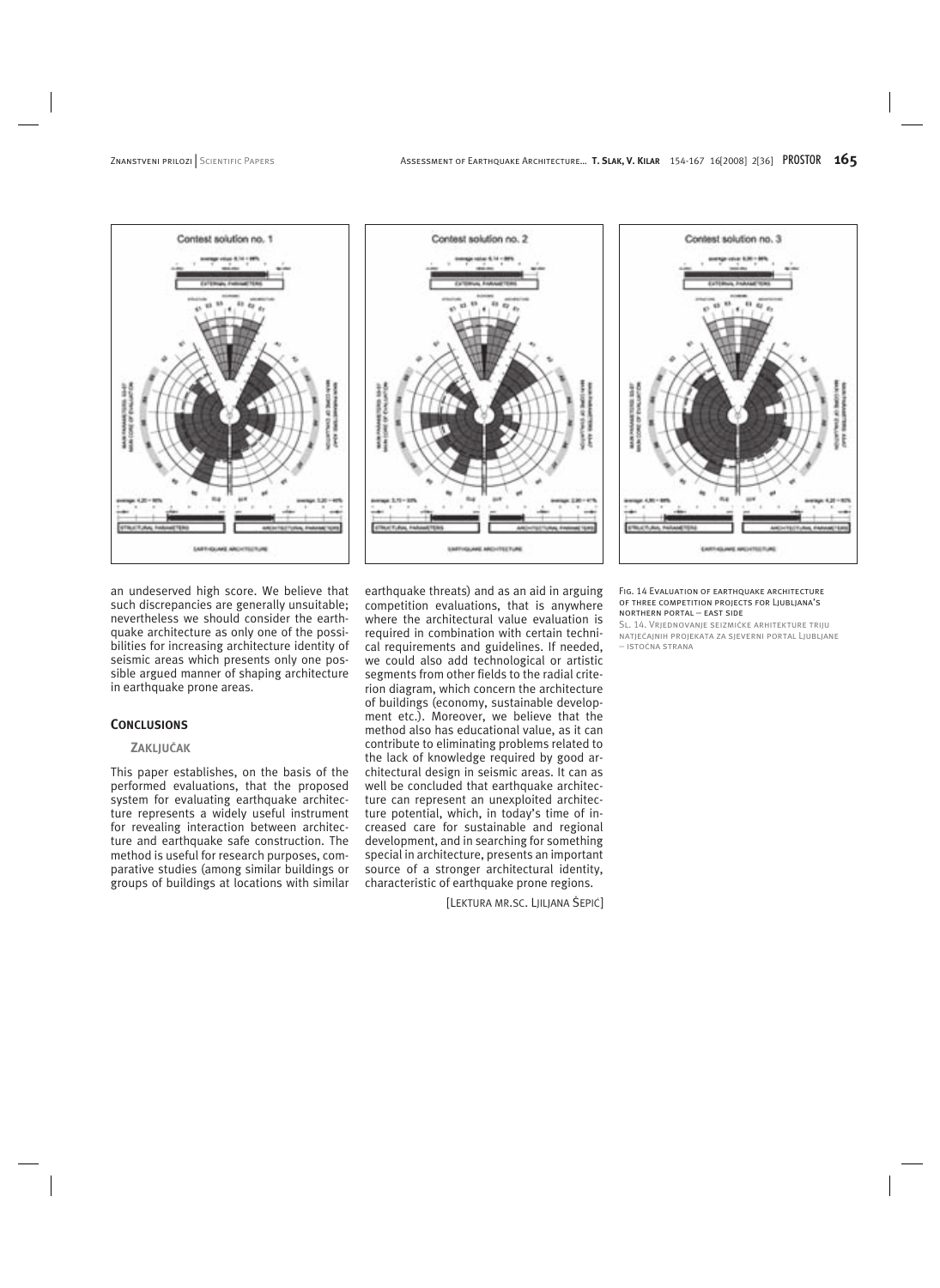an undeserved high score. We believe that such discrepancies are generally unsuitable; nevertheless we should consider the earthquake architecture as only one of the possibilities for increasing architecture identity of seismic areas which presents only one possible argued manner of shaping architecture in earthquake prone areas.

## Conclusions

### Zaključak

This paper establishes, on the basis of the performed evaluations, that the proposed system for evaluating earthquake architecture represents a widely useful instrument for revealing interaction between architecture and earthquake safe construction. The method is useful for research purposes, comparative studies (among similar buildings or groups of buildings at locations with similar earthquake threats) and as an aid in arguing competition evaluations, that is anywhere where the architectural value evaluation is required in combination with certain technical requirements and guidelines. If needed, we could also add technological or artistic segments from other fields to the radial criterion diagram, which concern the architecture of buildings (economy, sustainable development etc.). Moreover, we believe that the method also has educational value, as it can contribute to eliminating problems related to the lack of knowledge required by good architectural design in seismic areas. It can as well be concluded that earthquake architecture can represent an unexploited architecture potential, which, in today's time of increased care for sustainable and regional development, and in searching for something special in architecture, presents an important source of a stronger architectural identity, characteristic of earthquake prone regions.

[Lektura mr.sc. Ljiljana Šepić]

Fig. 14 Evaluation of earthquake architecture of three competition projects for Ljubljana's northern portal – east side

Sl. 14. Vrjednovanje seizmicke arhitekture triju natjecajnih projekata za sjeverni portal Ljubljane – istocna strana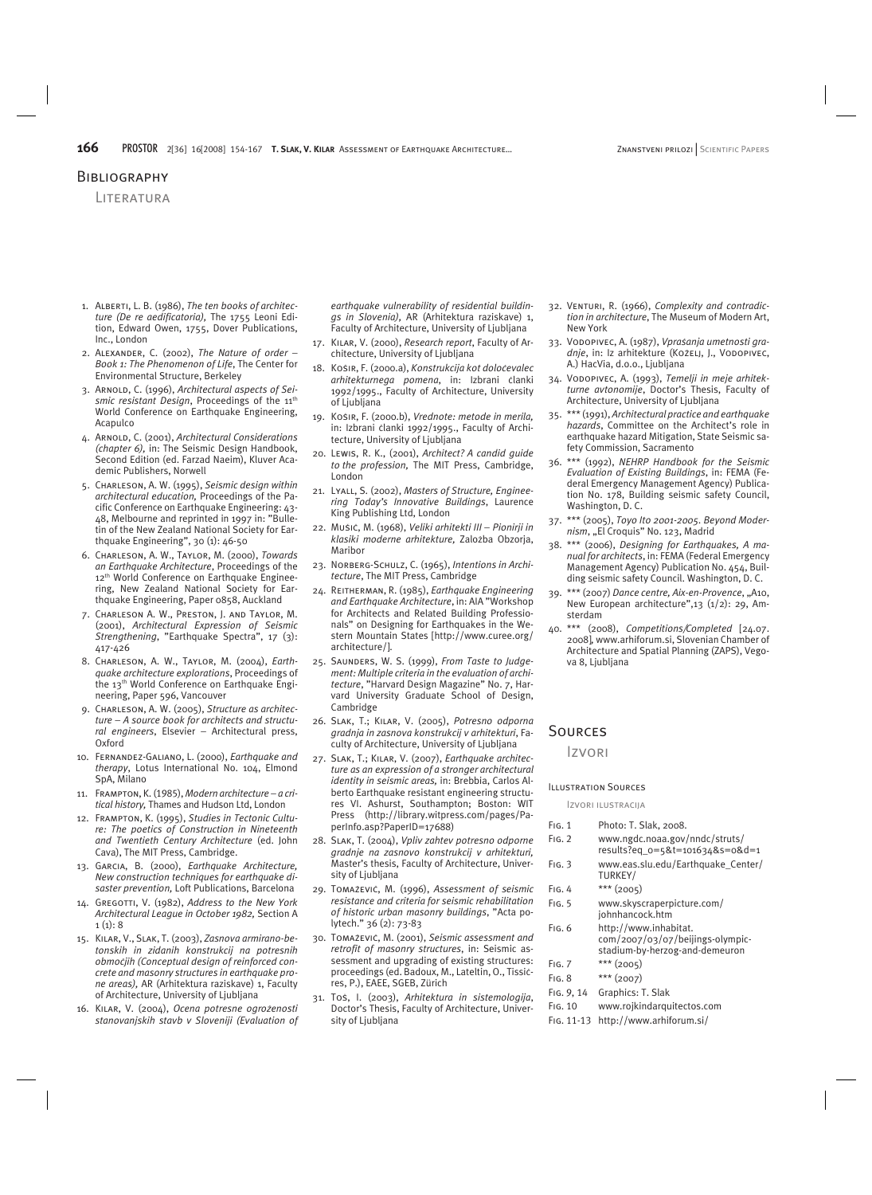# Bibliography

Literatura

1. Alberti, L. B. (1986), *The ten books of architecture (De re aedificatoria),* The 1755 Leoni Edition, Edward Owen, 1755, Dover Publications, Inc., London
2. Alexander, C. (2002), *The Nature of order – Book 1: The Phenomenon of Life*, The Center for Environmental Structure, Berkeley
3. Arnold, C. (1996), *Architectural aspects of Seismic resistant Design*, Proceedings of the 11th World Conference on Earthquake Engineering, Acapulco
4. Arnold, C. (2001), *Architectural Considerations (chapter 6),* in: The Seismic Design Handbook, Second Edition (ed. Farzad Naeim), Kluver Academic Publishers, Norwell
5. Charleson, A. W. (1995), *Seismic design within architectural education,* Proceedings of the Pacific Conference on Earthquake Engineering: 43-48, Melbourne and reprinted in 1997 in: "Bulletin of the New Zealand National Society for Earthquake Engineering", 30 (1): 46-50
6. Charleson, A. W., Taylor, M. (2000), *Towards an Earthquake Architecture*, Proceedings of the 12th World Conference on Earthquake Engineering, New Zealand National Society for Earthquake Engineering, Paper 0858, Auckland
7. Charleson A. W., Preston, J. and Taylor, M. (2001), *Architectural Expression of Seismic Strengthening*, "Earthquake Spectra", 17 (3): 417-426
8. Charleson, A. W., Taylor, M. (2004), *Earthquake architecture explorations*, Proceedings of the 13th World Conference on Earthquake Engineering, Paper 596, Vancouver
9. Charleson, A. W. (2005), *Structure as architecture – A source book for architects and structural engineers*, Elsevier – Architectural press, Oxford
10. Fernandez-Galiano, L. (2000), *Earthquake and therapy*, Lotus International No. 104, Elmond SpA, Milano
11. Frampton, K. (1985), *Modern architecture – a critical history,* Thames and Hudson Ltd, London
12. Frampton, K. (1995), *Studies in Tectonic Culture: The poetics of Construction in Nineteenth and Twentieth Century Architecture* (ed. John Cava), The MIT Press, Cambridge.
13. Garcia, B. (2000), *Earthquake Architecture, New construction techniques for earthquake disaster prevention,* Loft Publications, Barcelona
14. Gregotti, V. (1982), *Address to the New York Architectural League in October 1982,* Section A 1 (1): 8
15. Kilar, V., Slak, T. (2003), *Zasnova armirano-betonskih in zidanih konstrukcij na potresnih območjih (Conceptual design of reinforced concrete and masonry structures in earthquake prone areas),* AR (Arhitektura raziskave) 1, Faculty of Architecture, University of Ljubljana
16. Kilar, V. (2004), *Ocena potresne ogroženosti stanovanjskih stavb v Sloveniji (Evaluation of earthquake vulnerability of residential buildings in Slovenia),* AR (Arhitektura raziskave) 1, Faculty of Architecture, University of Ljubljana
17. Kilar, V. (2000), *Research report*, Faculty of Architecture, University of Ljubljana
18. Kosir, F. (2000.a), *Konstrukcija kot določevalec arhitekturnega pomena*, in: Izbrani članki 1992/1995., Faculty of Architecture, University of Ljubljana
19. Kosir, F. (2000.b), *Vrednote: metode in merila,* in: Izbrani članki 1992/1995., Faculty of Architecture, University of Ljubljana
20. Lewis, R. K., (2001), *Architect? A candid guide to the profession,* The MIT Press, Cambridge, London
21. Lyall, S. (2002), *Masters of Structure, Engineering Today's Innovative Buildings*, Laurence King Publishing Ltd, London
22. Music, M. (1968), *Veliki arhitekti III – Pionirji in klasiki moderne arhitekture,* Založba Obzorja, Maribor
23. Norberg-Schulz, C. (1965), *Intentions in Architecture*, The MIT Press, Cambridge
24. Reitherman, R. (1985), *Earthquake Engineering and Earthquake Architecture*, in: AIA "Workshop for Architects and Related Building Professionals" on Designing for Earthquakes in the Western Mountain States [http://www.curee.org/architecture/].
25. Saunders, W. S. (1999), *From Taste to Judgement: Multiple criteria in the evaluation of architecture*, "Harvard Design Magazine" No. 7, Harvard University Graduate School of Design, Cambridge
26. Slak, T.; Kilar, V. (2005), *Potresno odporna gradnja in zasnova konstrukcij v arhitekturi*, Faculty of Architecture, University of Ljubljana
27. Slak, T.; Kilar, V. (2007), *Earthquake architecture as an expression of a stronger architectural identity in seismic areas,* in: Brebbia, Carlos Alberto Earthquake resistant engineering structures VI. Ashurst, Southampton; Boston: WIT Press (http://library.witpress.com/pages/PaperInfo.asp?PaperID=17688)
28. Slak, T. (2004), *Vpliv zahtev potresno odporne gradnje na zasnovo konstrukcij v arhitekturi,* Master's thesis, Faculty of Architecture, University of Ljubljana
29. Tomaževič, M. (1996), *Assessment of seismic resistance and criteria for seismic rehabilitation of historic urban masonry buildings*, "Acta polytech." 36 (2): 73-83
30. Tomaževič, M. (2001), *Seismic assessment and retrofit of masonry structures*, in: Seismic assessment and upgrading of existing structures: proceedings (ed. Badoux, M., Lateltin, O., Tissières, P.), EAEE, SGEB, Zürich
31. Tos, I. (2003), *Arhitektura in sistemologija*, Doctor's Thesis, Faculty of Architecture, University of Ljubljana
32. Venturi, R. (1966), *Complexity and contradiction in architecture*, The Museum of Modern Art, New York
33. Vodopivec, A. (1987), *Vprašanja umetnosti gradnje*, in: Iz arhitekture (Koželj, J., Vodopivec, A.) HacVia, d.o.o., Ljubljana
34. Vodopivec, A. (1993), *Temelji in meje arhitekturne avtonomije*, Doctor's Thesis, Faculty of Architecture, University of Ljubljana
35. *** (1991), *Architectural practice and earthquake hazards*, Committee on the Architect's role in earthquake hazard Mitigation, State Seismic safety Commission, Sacramento
36. *** (1992), *NEHRP Handbook for the Seismic Evaluation of Existing Buildings*, in: FEMA (Federal Emergency Management Agency) Publication No. 178, Building seismic safety Council, Washington, D. C.
37. *** (2005), *Toyo Ito 2001-2005. Beyond Modernism*, „El Croquis" No. 123, Madrid
38. *** (2006), *Designing for Earthquakes, A manual for architects*, in: FEMA (Federal Emergency Management Agency) Publication No. 454, Building seismic safety Council. Washington, D. C.
39. *** (2007) *Dance centre, Aix-en-Provence*, „A10, New European architecture",13 (1/2): 29, Amsterdam
40. *** (2008), *Competitions/Completed* [24.07. 2008], www.arhiforum.si, Slovenian Chamber of Architecture and Spatial Planning (ZAPS), Vegova 8, Ljubljana

# Sources

Izvori

## Illustration Sources

Izvori ilustracija

| | |
|---|---|
| Fig. 1 | Photo: T. Slak, 2008. |
| Fig. 2 | www.ngdc.noaa.gov/nndc/struts/results?eq_0=5&t=101634&s=0&d=1 |
| Fig. 3 | www.eas.slu.edu/Earthquake_Center/TURKEY/ |
| Fig. 4 | *** (2005) |
| Fig. 5 | www.skyscraperpicture.com/johnhancock.htm |
| Fig. 6 | http://www.inhabitat.com/2007/03/07/beijings-olympic-stadium-by-herzog-and-demeuron |
| Fig. 7 | *** (2005) |
| Fig. 8 | *** (2007) |
| Fig. 9, 14 | Graphics: T. Slak |
| Fig. 10 | www.rojkindarquitectos.com |
| Fig. 11-13 | http://www.arhiforum.si/ |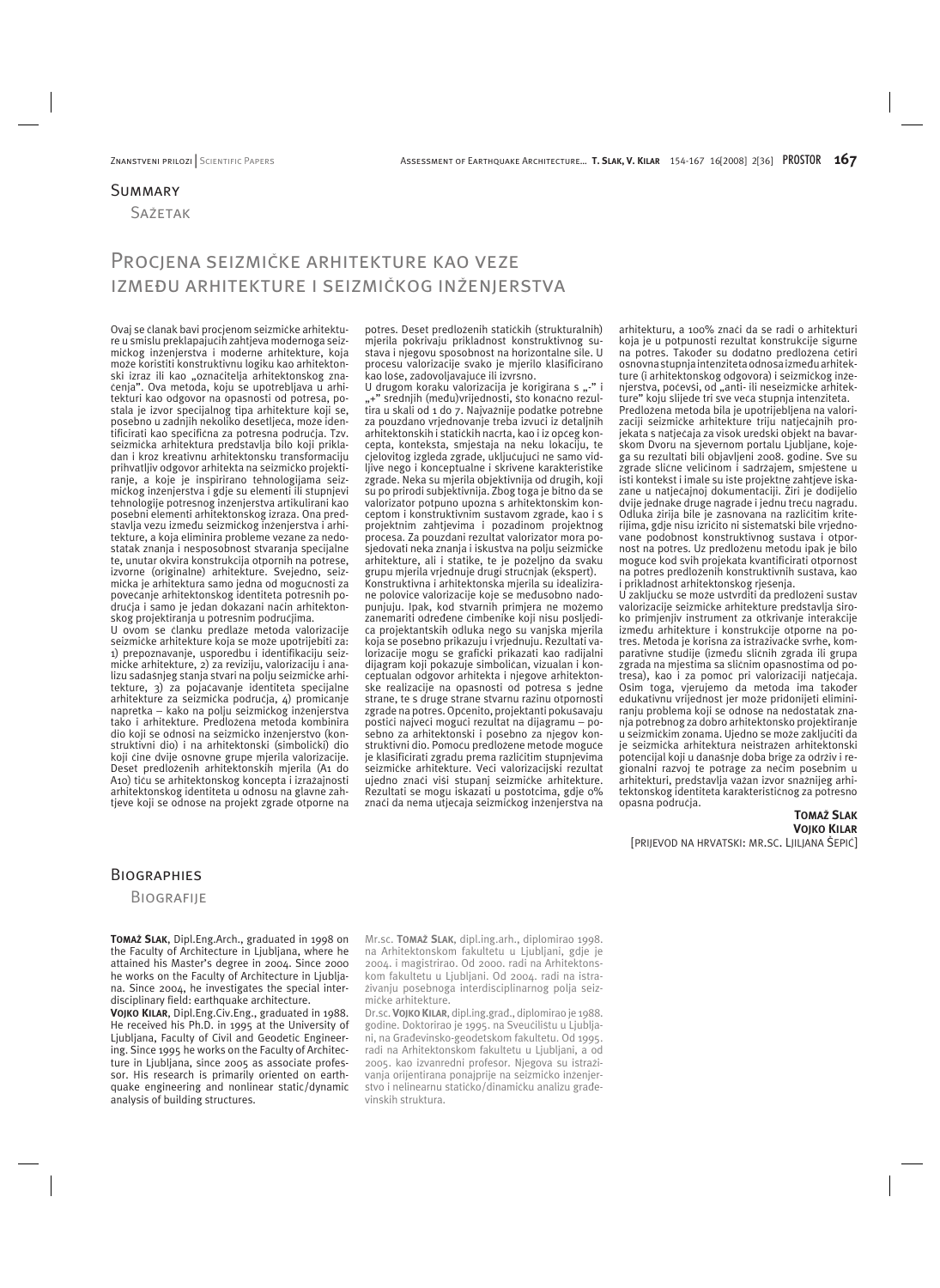## Summary

### Sažetak

# Procjena seizmičke arhitekture kao veze između arhitekture i seizmičkog inženjerstva

Ovaj se članak bavi procjenom seizmičke arhitekture u smislu preklapajućih zahtjeva modernoga seizmičkog inženjerstva i moderne arhitekture, koja može koristiti konstruktivnu logiku kao arhitektonski izraz ili kao „označitelja arhitektonskog značenja". Ova metoda, koju se upotrebljava u arhitekturi kao odgovor na opasnosti od potresa, postala je izvor specijalnog tipa arhitekture koji se, posebno u zadnjih nekoliko desetljeća, može identificirati kao specifična za potresna područja. Tzv. seizmička arhitektura predstavlja bilo koji prikladan i kroz kreativnu arhitektonsku transformaciju prihvatljiv odgovor arhitekta na seizmičko projektiranje, a koje je inspirirano tehnologijama seizmičkog inženjerstva i gdje su tehnologije potrebnog inženjerstva artikulirani kao posebni elementi arhitektonskog izraza. Ona predstavlja vezu između seizmičkog inženjerstva i arhitekture, a koja eliminira probleme vezane za nedostatak znanja i nesposobnost stvaranja specijalne te, unutar okvira konstrukcija otpornih na potrese, izvorne (originalne) arhitekture. Svejedno, seizmička je arhitektura samo jedna od mogućnosti za povećanje arhitektonskog identiteta potresnih područja i samo je jedan dokazani način arhitektonskog projektiranja u potresnim područjima.

U ovom se članku predlaže metoda valorizacije seizmičke arhitekture koja se može upotrijebiti za: 1) prepoznavanje, usporedbu i identifikaciju seizmičke arhitekture, 2) za reviziju, valorizaciju i analizu sadašnjeg stanja stvari na polju seizmičke arhitekture, 3) za pojačavanje identiteta specijalne arhitekture za seizmička područja, 4) promicanje napretka – kako na polju seizmičkog inženjerstva tako i arhitekture. Predložena metoda kombinira dio koji se odnosi na seizmičko inženjerstvo (konstruktivni dio) i na arhitektonski (simbolički) dio koji čine dvije osnovne grupe mjerila valorizacije. Deset predloženih arhitektonskih mjerila (A1 do A10) tiču se arhitektonskog koncepta i izražajnosti arhitektonskog identiteta u odnosu na glavne zahtjeve koji se odnose na projekt zgrade otporne na potres. Deset predloženih statičkih (strukturalnih) mjerila pokrivaju prikladnost konstruktivnog sustava i njegovu sposobnost na horizontalne sile. U procesu valorizacije svako je mjerilo klasificirano kao loše, zadovoljavajuće ili izvrsno.

U drugom koraku valorizacija je korigirana s „-" i „+" srednjih (među)vrijednosti, što konačno rezultira u skali od 1 do 7. Najvažnije podatke potrebne za pouzdano vrjednovanje treba izvući iz detaljnih arhitektonskih i statičkih nacrta, kao i iz općeg koncepta, konteksta, smještaja na neku lokaciju, te cjelovitog izgleda zgrade, uključujući ne samo vidljive nego i konceptualne i skrivene karakteristike zgrade. Neka su mjerila objektivnija od drugih, koji su po prirodi subjektivnija. Zbog toga je bitno da se valorizator potpuno upozna s arhitektonskim konceptom i konstruktivnim sustavom zgrade, kao i s projektnim zahtjevima i pozadinom projektnog procesa. Za pouzdani rezultat valorizator mora posjedovati neka znanja i iskustva na polju seizmičke arhitekture, ali i statike, te je poželjno da svaku grupu mjerila vrjednuje drugi stručnjak (ekspert).

Konstruktivna i arhitektonska mjerila su idealizirane polovice valorizacije koje se međusobno nadopunjuju. Ipak, kod stvarnih primjera ne možemo zanemariti određene čimbenike koji nisu posljedica projektantskih odluka nego su vanjska mjerila koja se posebno prikazuju i vrjednuju. Rezultati valorizacije mogu se grafički prikazati kao radijalni dijagram koji pokazuje simboličan, vizualan i konceptualan odgovor arhitekta i njegove arhitektonske realizacije na opasnosti od potresa s jedne strane, te s druge strane stvarnu razinu otpornosti zgrade na potres. Općenito, projektanti pokušavaju postići najveći mogući rezultat na dijagramu – posebno za arhitektonski i posebno za njegov konstruktivni dio. Pomoću predložene metode moguće je klasificirati zgradu prema različitim stupnjevima seizmičke arhitekture. Veći valorizacijski rezultat ujedno znači viši stupanj seizmičke arhitekture. Rezultati se mogu iskazati u postotcima, gdje 0% znači da nema utjecaja seizmičkog inženjerstva na arhitekturu, a 100% znači da se radi o arhitekturi koja je u potpunosti rezultat konstrukcije sigurne na potres. Također su dodatno predložena četiri osnovna stupnja intenziteta odnosa između arhitekture (i arhitektonskog odgovora) i seizmičkog inženjerstva, počevši, od „anti- ili neseizmičke arhitekture" koju slijede tri sve veća stupnja intenziteta.

Predložena metoda bila je upotrijebljena na valorizaciji seizmičke arhitekture triju natječajnih projekata s natječaja za visok uredski objekt na bavarskom Dvoru na sjevernom portalu Ljubljane, kojega su rezultati bili objavljeni 2008. godine. Sve su zgrade slične veličinom i sadržajem, smještene u isti kontekst i imale su iste projektne zahtjeve iskazane u natječajnoj dokumentaciji. Žiri je dodijelio dvije jednake druge nagrade i jednu treću nagradu. Odluka žirija bile je zasnovana na različitim kriterijima, gdje nisu izričito ni sistematski bile vrjednovane podobnost konstruktivnog sustava i otpornost na potres. Uz predloženu metodu ipak je bilo moguće kod svih projekata kvantificirati otpornost na potres predloženih konstruktivnih sustava, kao i prikladnost arhitektonskog rješenja.

U zaključku se može ustvrditi da predloženi sustav valorizacije seizmičke arhitekture predstavlja široko primjenjiv instrument za otkrivanje interakcije između arhitekture i konstrukcije otporne na potres. Metoda je korisna za istraživačke svrhe, komparativne studije (između sličnih zgrada ili grupa zgrada na mjestima sa sličnim opasnostima od potresa), kao i za pomoć pri valorizaciji natječaja. Osim toga, vjerujemo da metoda ima također edukativnu vrijednost jer može pridonijeti eliminiranju problema koji se odnose na nedostatak znanja potrebnog za dobro arhitektonsko projektiranje u seizmičkim zonama. Ujedno se može zaključiti da je seizmička arhitektura neistražen arhitektonski potencijal koji u današnje doba brige za održiv i regionalni razvoj te potrage za nečim posebnim u arhitekturi, predstavlja važan izvor snažnijeg arhitektonskog identiteta karakterističnog za potresno opasna područja.

**Tomaž Slak**
**Vojko Kilar**
[Prijevod na hrvatski: mr.sc. Ljiljana Šepić]

## Biographies

### Biografije

**Tomaž Slak**, Dipl.Eng.Arch., graduated in 1998 on the Faculty of Architecture in Ljubljana, where he attained his Master's degree in 2004. Since 2000 he works on the Faculty of Architecture in Ljubljana. Since 2004, he investigates the special interdisciplinary field: earthquake architecture.

**Vojko Kilar**, Dipl.Eng.Civ.Eng., graduated in 1988. He received his Ph.D. in 1995 at the University of Ljubljana, Faculty of Civil and Geodetic Engineering. Since 1995 he works on the Faculty of Architecture in Ljubljana, since 2005 as associate professor. His research is primarily oriented on earthquake engineering and nonlinear static/dynamic analysis of building structures.

Mr.sc. **Tomaž Slak**, dipl.ing.arh., diplomirao 1998. na Arhitektonskom fakultetu u Ljubljani, gdje je 2004. i magistrirao. Od 2000. radi na Arhitektonskom fakultetu u Ljubljani. Od 2004. radi na istraživanju posebnoga interdisciplinarnog polja seizmičke arhitekture.

Dr.sc. **Vojko Kilar**, dipl.ing.građ., diplomirao je 1988. godine. Doktorirao je 1995. na Sveučilištu u Ljubljani, na Građevinsko-geodetskom fakultetu. Od 1995. radi na Arhitektonskom fakultetu u Ljubljani, a od 2005. kao izvanredni profesor. Njegova su istraživanja orijentirana ponajprije na seizmičko inženjerstvo i nelinearnu statičko/dinamičku analizu građevinskih struktura.